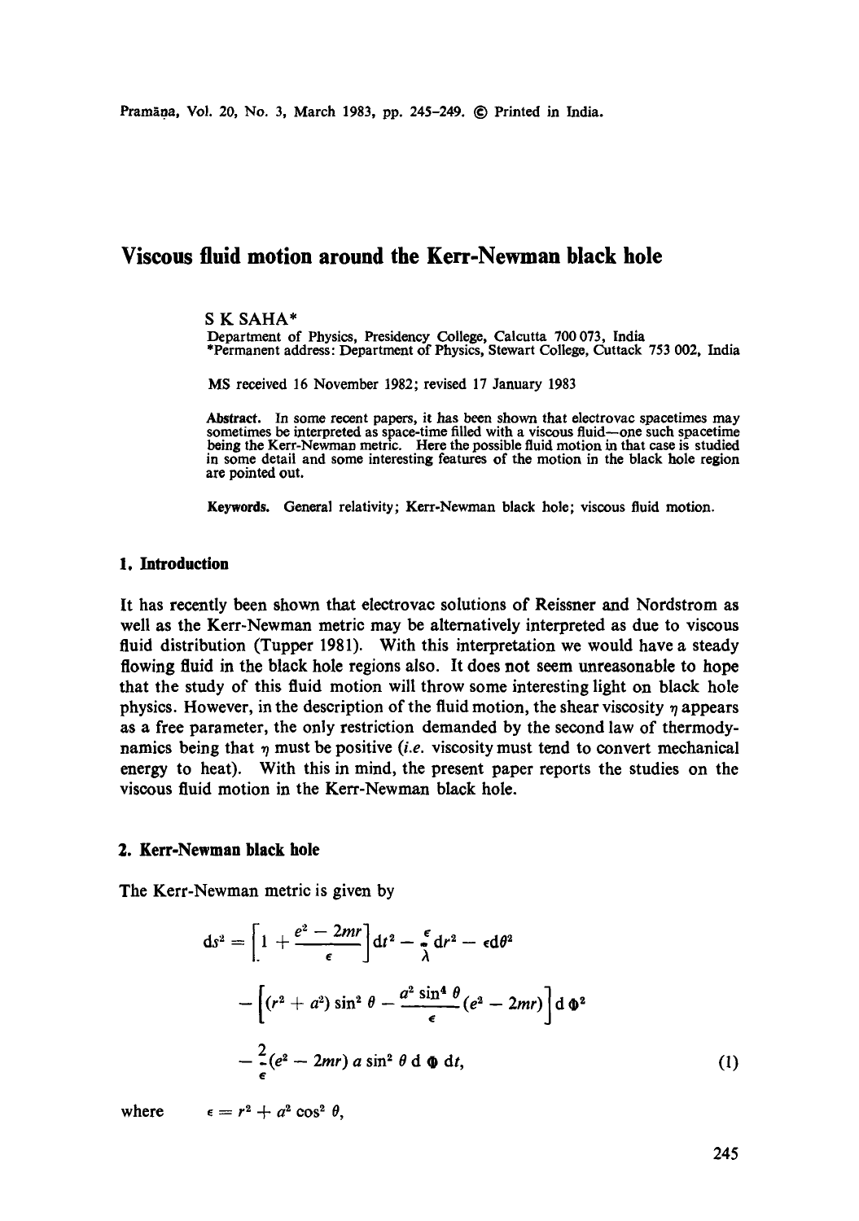# Viscous fluid motion around the Kerr-Newman black hole

S K SAHA*

Department of Physics, Presidency College, Calcutta 700 073, India
*Permanent address: Department of Physics, Stewart College, Cuttack 753 002, India

MS received 16 November 1982; revised 17 January 1983

**Abstract.** In some recent papers, it has been shown that electrovac spacetimes may sometimes be interpreted as space-time filled with a viscous fluid—one such spacetime being the Kerr-Newman metric. Here the possible fluid motion in that case is studied in some detail and some interesting features of the motion in the black hole region are pointed out.

**Keywords.** General relativity; Kerr-Newman black hole; viscous fluid motion.

## 1. Introduction

It has recently been shown that electrovac solutions of Reissner and Nordstrom as well as the Kerr-Newman metric may be alternatively interpreted as due to viscous fluid distribution (Tupper 1981). With this interpretation we would have a steady flowing fluid in the black hole regions also. It does not seem unreasonable to hope that the study of this fluid motion will throw some interesting light on black hole physics. However, in the description of the fluid motion, the shear viscosity $\eta$ appears as a free parameter, the only restriction demanded by the second law of thermodynamics being that $\eta$ must be positive (*i.e.* viscosity must tend to convert mechanical energy to heat). With this in mind, the present paper reports the studies on the viscous fluid motion in the Kerr-Newman black hole.

## 2. Kerr-Newman black hole

The Kerr-Newman metric is given by

$$
\begin{aligned}
\mathrm{d}s^2 = & \left[1 + \frac{e^2 - 2mr}{\epsilon}\right]\mathrm{d}t^2 - \frac{\epsilon}{\lambda}\mathrm{d}r^2 - \epsilon \mathrm{d}\theta^2 \\
& - \left[(r^2 + a^2)\sin^2\theta - \frac{a^2 \sin^4\theta}{\epsilon}(e^2 - 2mr)\right]\mathrm{d}\Phi^2 \\
& - \frac{2}{\epsilon}(e^2 - 2mr)\, a \sin^2\theta \,\mathrm{d}\Phi\, \mathrm{d}t,
\end{aligned} \tag{1}
$$

where $\epsilon = r^2 + a^2 \cos^2\theta$,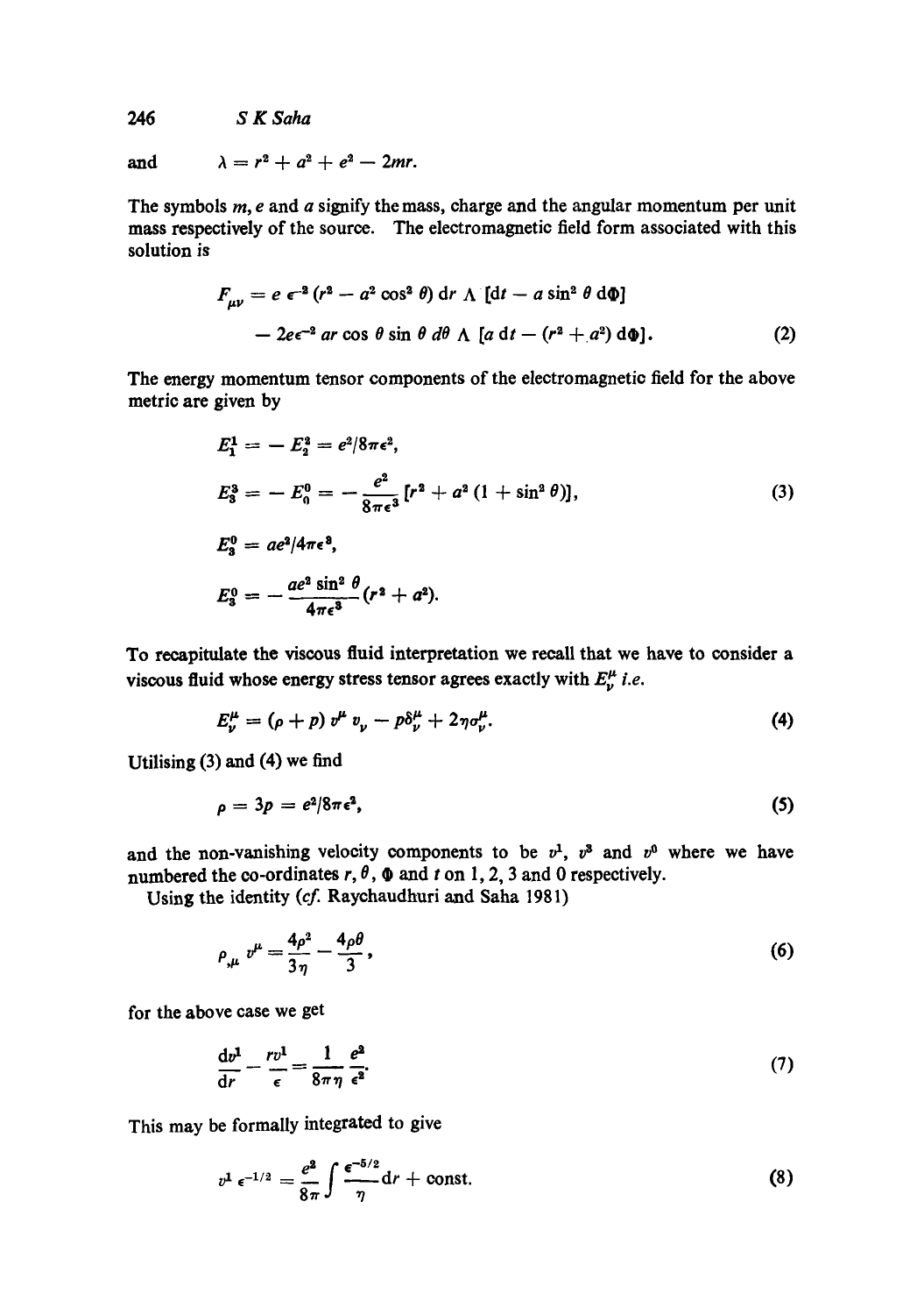and $\lambda = r^2 + a^2 + e^2 - 2mr.$

The symbols $m$, $e$ and $a$ signify the mass, charge and the angular momentum per unit mass respectively of the source. The electromagnetic field form associated with this solution is

$$F_{\mu\nu} = e\,\epsilon^{-2}\,(r^2 - a^2 \cos^2\theta)\,\mathrm{d}r \wedge [\mathrm{d}t - a \sin^2\theta\,\mathrm{d}\Phi]$$
$$- 2e\epsilon^{-2}\,ar \cos\theta \sin\theta\,d\theta \wedge [a\,\mathrm{d}t - (r^2 + a^2)\,\mathrm{d}\Phi]. \tag{2}$$

The energy momentum tensor components of the electromagnetic field for the above metric are given by

$$E_1^1 = - E_2^2 = e^2/8\pi\epsilon^2,$$
$$E_3^3 = - E_0^0 = - \frac{e^2}{8\pi\epsilon^3}\,[r^2 + a^2\,(1 + \sin^2\theta)], \tag{3}$$
$$E_3^0 = ae^2/4\pi\epsilon^3,$$
$$E_3^0 = - \frac{ae^2 \sin^2\theta}{4\pi\epsilon^3}\,(r^2 + a^2).$$

To recapitulate the viscous fluid interpretation we recall that we have to consider a viscous fluid whose energy stress tensor agrees exactly with $E_\nu^\mu$ *i.e.*

$$E_\nu^\mu = (\rho + p)\,v^\mu\,v_\nu - p\delta_\nu^\mu + 2\eta\sigma_\nu^\mu. \tag{4}$$

Utilising (3) and (4) we find

$$\rho = 3p = e^2/8\pi\epsilon^2, \tag{5}$$

and the non-vanishing velocity components to be $v^1$, $v^3$ and $v^0$ where we have numbered the co-ordinates $r$, $\theta$, $\Phi$ and $t$ on 1, 2, 3 and 0 respectively.

Using the identity (*cf.* Raychaudhuri and Saha 1981)

$$\rho_{,\mu}\,v^\mu = \frac{4\rho^2}{3\eta} - \frac{4\rho\theta}{3}, \tag{6}$$

for the above case we get

$$\frac{\mathrm{d}v^1}{\mathrm{d}r} - \frac{rv^1}{\epsilon} = \frac{1}{8\pi\eta}\,\frac{e^2}{\epsilon^2}. \tag{7}$$

This may be formally integrated to give

$$v^1\,\epsilon^{-1/2} = \frac{e^2}{8\pi}\int \frac{\epsilon^{-5/2}}{\eta}\,\mathrm{d}r + \text{const.} \tag{8}$$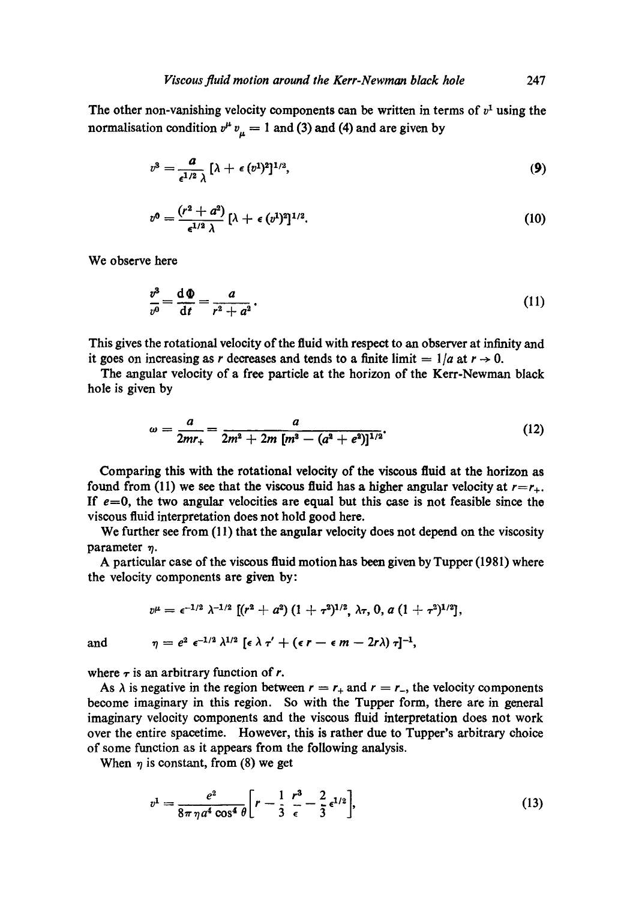The other non-vanishing velocity components can be written in terms of $v^1$ using the normalisation condition $v^\mu v_\mu = 1$ and (3) and (4) and are given by

$$v^3 = \frac{a}{\epsilon^{1/2} \lambda} [\lambda + \epsilon (v^1)^2]^{1/2}, \tag{9}$$

$$v^0 = \frac{(r^2 + a^2)}{\epsilon^{1/2} \lambda} [\lambda + \epsilon (v^1)^2]^{1/2}. \tag{10}$$

We observe here

$$\frac{v^3}{v^0} = \frac{\mathrm{d}\Phi}{\mathrm{d}t} = \frac{a}{r^2 + a^2}. \tag{11}$$

This gives the rotational velocity of the fluid with respect to an observer at infinity and it goes on increasing as $r$ decreases and tends to a finite limit $= 1/a$ at $r \to 0$.

The angular velocity of a free particle at the horizon of the Kerr-Newman black hole is given by

$$\omega = \frac{a}{2mr_+} = \frac{a}{2m^2 + 2m\,[m^2 - (a^2 + e^2)]^{1/2}}. \tag{12}$$

Comparing this with the rotational velocity of the viscous fluid at the horizon as found from (11) we see that the viscous fluid has a higher angular velocity at $r = r_+$. If $e = 0$, the two angular velocities are equal but this case is not feasible since the viscous fluid interpretation does not hold good here.

We further see from (11) that the angular velocity does not depend on the viscosity parameter $\eta$.

A particular case of the viscous fluid motion has been given by Tupper (1981) where the velocity components are given by:

$$v^\mu = \epsilon^{-1/2} \lambda^{-1/2} \left[(r^2 + a^2)(1 + \tau^2)^{1/2},\ \lambda\tau,\ 0,\ a\,(1 + \tau^2)^{1/2}\right],$$

and

$$\eta = e^2 \epsilon^{-1/2} \lambda^{1/2} \left[\epsilon \lambda \tau' + (\epsilon r - \epsilon m - 2r\lambda)\tau\right]^{-1},$$

where $\tau$ is an arbitrary function of $r$.

As $\lambda$ is negative in the region between $r = r_+$ and $r = r_-$, the velocity components become imaginary in this region. So with the Tupper form, there are in general imaginary velocity components and the viscous fluid interpretation does not work over the entire spacetime. However, this is rather due to Tupper's arbitrary choice of some function as it appears from the following analysis.

When $\eta$ is constant, from (8) we get

$$v^1 = \frac{e^2}{8\pi\eta a^4 \cos^4\theta} \left[r - \frac{1}{3}\frac{r^3}{\epsilon} - \frac{2}{3}\epsilon^{1/2}\right], \tag{13}$$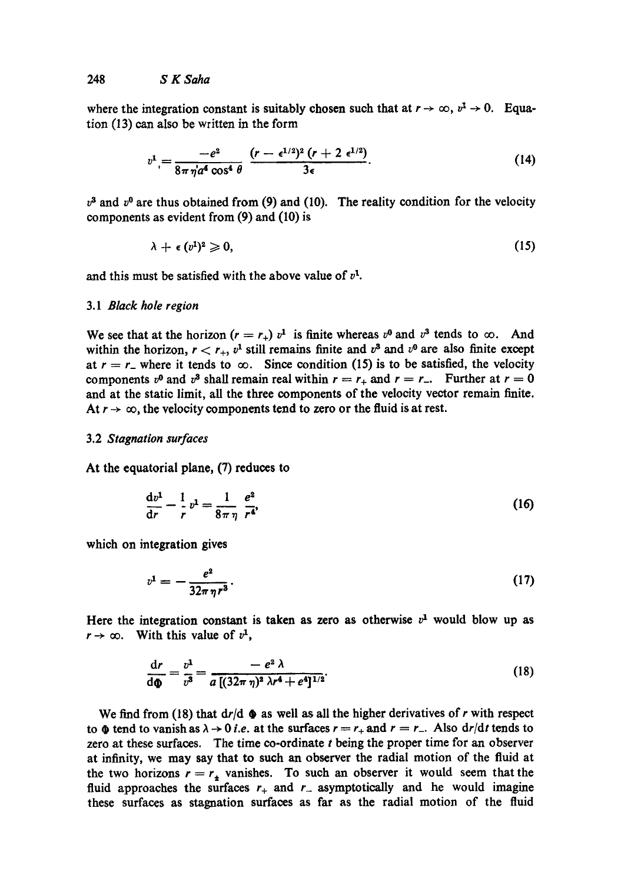where the integration constant is suitably chosen such that at $r \to \infty$, $v^1 \to 0$. Equation (13) can also be written in the form

$$v^1 = \frac{-e^2}{8\pi\eta a^4 \cos^4\theta} \frac{(r - \epsilon^{1/2})^2 (r + 2\,\epsilon^{1/2})}{3\epsilon}. \tag{14}$$

$v^3$ and $v^0$ are thus obtained from (9) and (10). The reality condition for the velocity components as evident from (9) and (10) is

$$\lambda + \epsilon\,(v^1)^2 \geqslant 0, \tag{15}$$

and this must be satisfied with the above value of $v^1$.

### 3.1 *Black hole region*

We see that at the horizon ($r = r_+$) $v^1$ is finite whereas $v^0$ and $v^3$ tends to $\infty$. And within the horizon, $r < r_+$, $v^1$ still remains finite and $v^3$ and $v^0$ are also finite except at $r = r_-$ where it tends to $\infty$. Since condition (15) is to be satisfied, the velocity components $v^0$ and $v^3$ shall remain real within $r = r_+$ and $r = r_-$. Further at $r = 0$ and at the static limit, all the three components of the velocity vector remain finite. At $r \to \infty$, the velocity components tend to zero or the fluid is at rest.

### 3.2 *Stagnation surfaces*

At the equatorial plane, (7) reduces to

$$\frac{\mathrm{d}v^1}{\mathrm{d}r} - \frac{1}{r}\,v^1 = \frac{1}{8\pi\eta}\,\frac{e^2}{r^4}, \tag{16}$$

which on integration gives

$$v^1 = -\frac{e^2}{32\pi\eta r^3}. \tag{17}$$

Here the integration constant is taken as zero as otherwise $v^1$ would blow up as $r \to \infty$. With this value of $v^1$,

$$\frac{\mathrm{d}r}{\mathrm{d}\Phi} = \frac{v^1}{v^3} = \frac{-e^2\,\lambda}{a\,[(32\pi\eta)^2\,\lambda r^4 + e^4]^{1/2}}. \tag{18}$$

We find from (18) that $\mathrm{d}r/\mathrm{d}\,\Phi$ as well as all the higher derivatives of $r$ with respect to $\Phi$ tend to vanish as $\lambda \to 0$ *i.e.* at the surfaces $r = r_+$ and $r = r_-$. Also $\mathrm{d}r/\mathrm{d}t$ tends to zero at these surfaces. The time co-ordinate $t$ being the proper time for an observer at infinity, we may say that to such an observer the radial motion of the fluid at the two horizons $r = r_\pm$ vanishes. To such an observer it would seem that the fluid approaches the surfaces $r_+$ and $r_-$ asymptotically and he would imagine these surfaces as stagnation surfaces as far as the radial motion of the fluid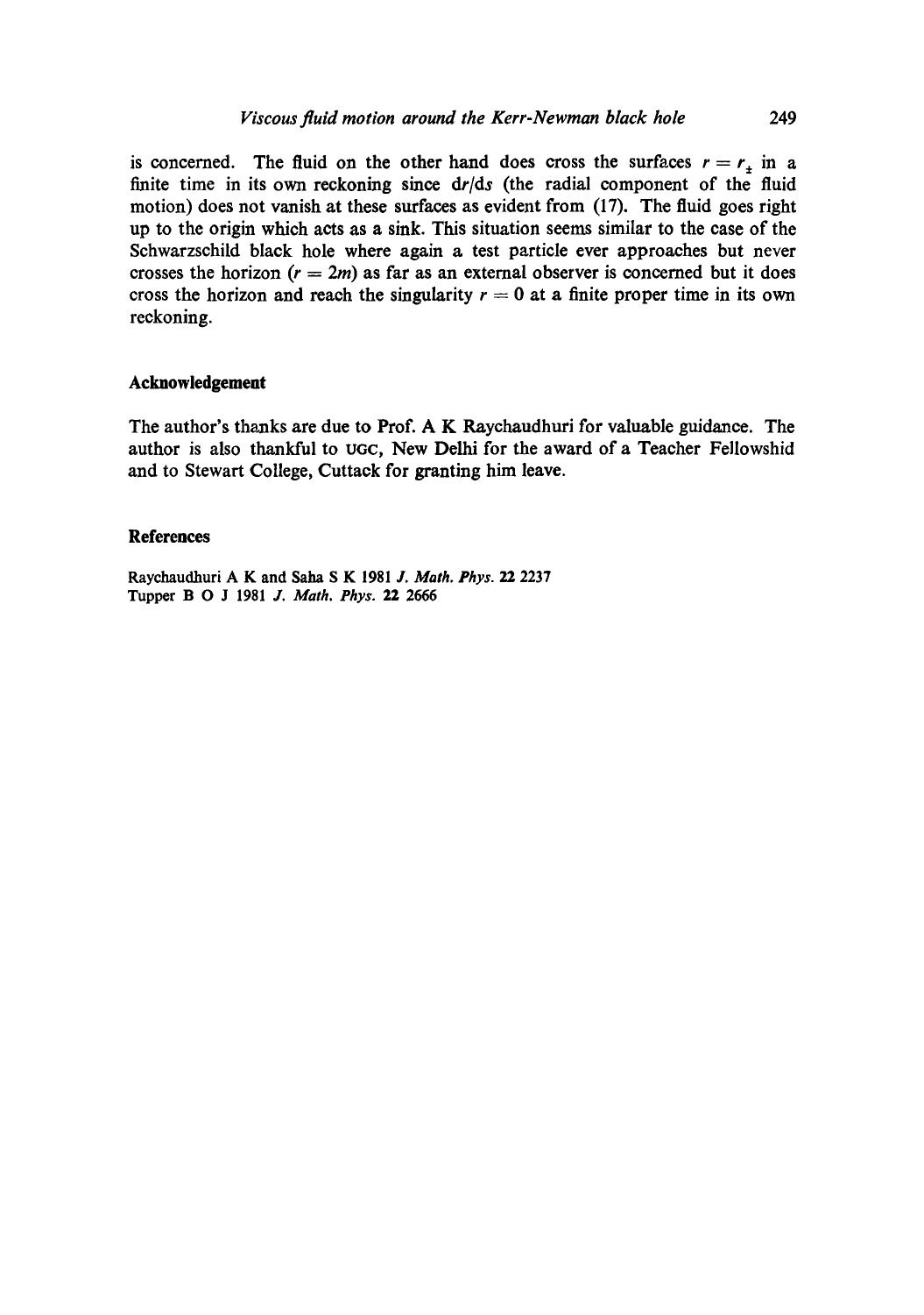is concerned. The fluid on the other hand does cross the surfaces $r = r_{\pm}$ in a finite time in its own reckoning since $dr/ds$ (the radial component of the fluid motion) does not vanish at these surfaces as evident from (17). The fluid goes right up to the origin which acts as a sink. This situation seems similar to the case of the Schwarzschild black hole where again a test particle ever approaches but never crosses the horizon ($r = 2m$) as far as an external observer is concerned but it does cross the horizon and reach the singularity $r = 0$ at a finite proper time in its own reckoning.

## Acknowledgement

The author's thanks are due to Prof. A K Raychaudhuri for valuable guidance. The author is also thankful to UGC, New Delhi for the award of a Teacher Fellowshid and to Stewart College, Cuttack for granting him leave.

## References

Raychaudhuri A K and Saha S K 1981 *J. Math. Phys.* **22** 2237

Tupper B O J 1981 *J. Math. Phys.* **22** 2666